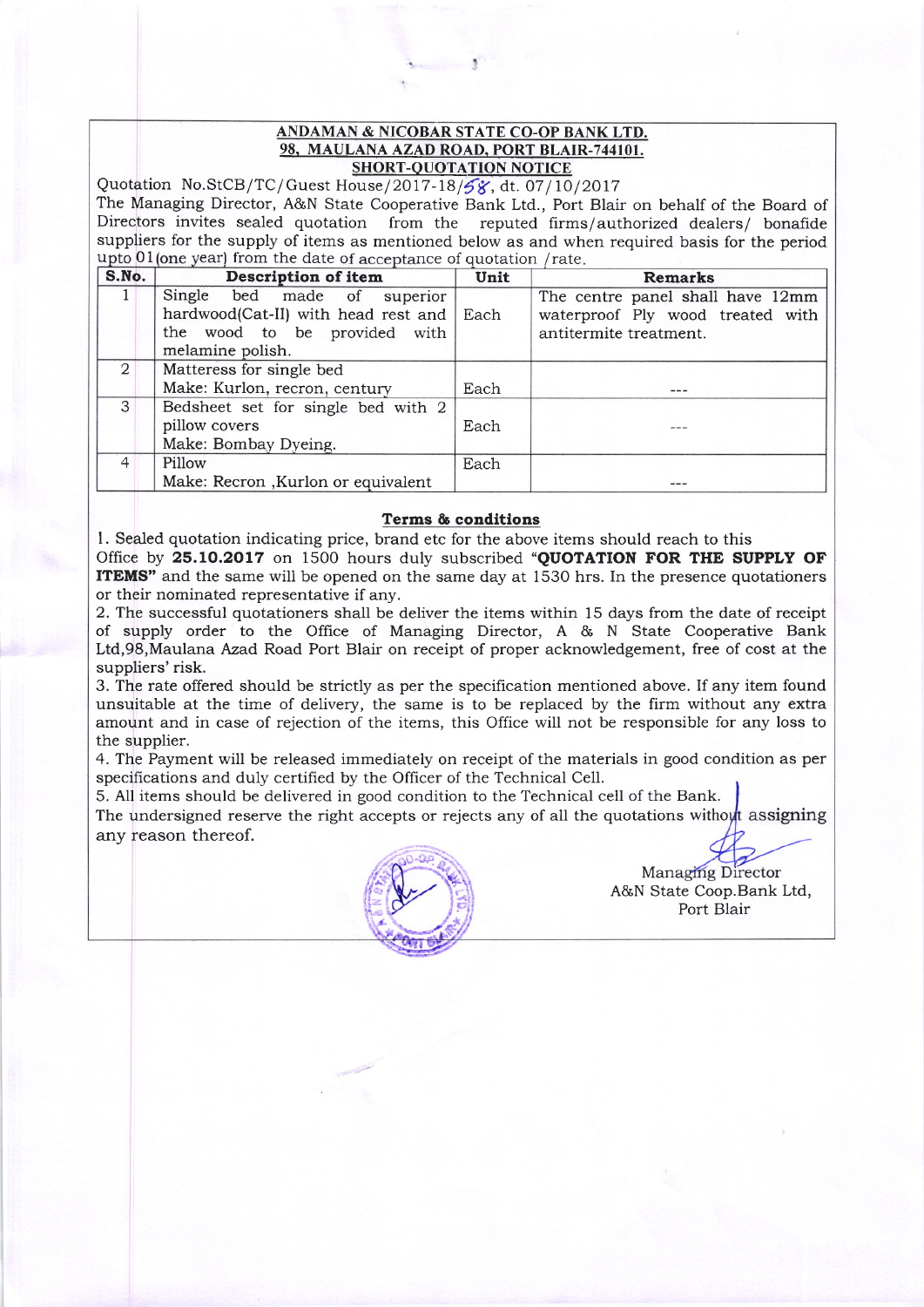**ANDAMAN & NICOBAR STATE CO-OP BANK LTD.**
**98, MAULANA AZAD ROAD, PORT BLAIR-744101.**
**SHORT-QUOTATION NOTICE**

Quotation No.StCB/TC/Guest House/2017-18/58, dt. 07/10/2017

The Managing Director, A&N State Cooperative Bank Ltd., Port Blair on behalf of the Board of Directors invites sealed quotation from the reputed firms/authorized dealers/ bonafide suppliers for the supply of items as mentioned below as and when required basis for the period upto 01(one year) from the date of acceptance of quotation /rate.

| S.No. | Description of item | Unit | Remarks |
|---|---|---|---|
| 1 | Single bed made of superior hardwood(Cat-II) with head rest and the wood to be provided with melamine polish. | Each | The centre panel shall have 12mm waterproof Ply wood treated with antitermite treatment. |
| 2 | Matteress for single bed<br>Make: Kurlon, recron, century | Each | --- |
| 3 | Bedsheet set for single bed with 2 pillow covers<br>Make: Bombay Dyeing. | Each | --- |
| 4 | Pillow<br>Make: Recron ,Kurlon or equivalent | Each | --- |

**Terms & conditions**

1. Sealed quotation indicating price, brand etc for the above items should reach to this Office by **25.10.2017** on 1500 hours duly subscribed **"QUOTATION FOR THE SUPPLY OF ITEMS"** and the same will be opened on the same day at 1530 hrs. In the presence quotationers or their nominated representative if any.
2. The successful quotationers shall be deliver the items within 15 days from the date of receipt of supply order to the Office of Managing Director, A & N State Cooperative Bank Ltd,98,Maulana Azad Road Port Blair on receipt of proper acknowledgement, free of cost at the suppliers' risk.
3. The rate offered should be strictly as per the specification mentioned above. If any item found unsuitable at the time of delivery, the same is to be replaced by the firm without any extra amount and in case of rejection of the items, this Office will not be responsible for any loss to the supplier.
4. The Payment will be released immediately on receipt of the materials in good condition as per specifications and duly certified by the Officer of the Technical Cell.
5. All items should be delivered in good condition to the Technical cell of the Bank.

The undersigned reserve the right accepts or rejects any of all the quotations without assigning any reason thereof.

Managing Director
A&N State Coop.Bank Ltd,
Port Blair